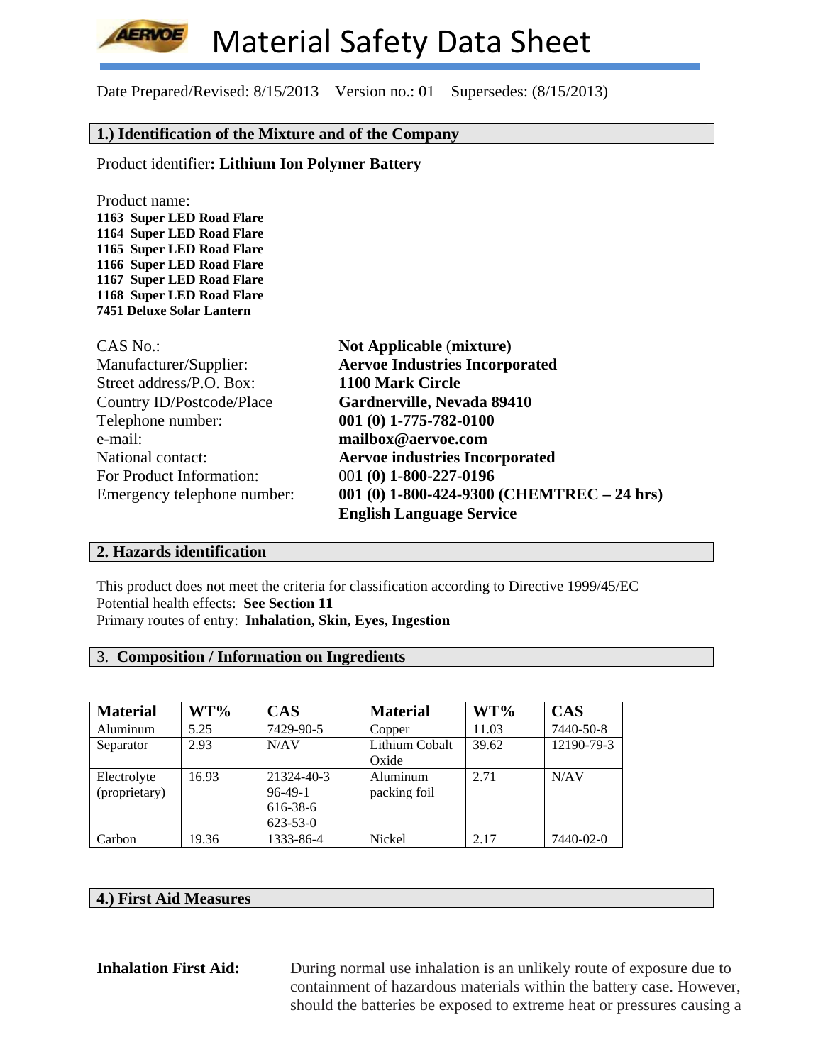# Material Safety Data Sheet

Date Prepared/Revised: 8/15/2013 Version no.: 01 Supersedes: (8/15/2013)

## 1.) Identification of the Mixture and of the Company

Product identifier**: Lithium Ion Polymer Battery**

Product name:
**1163 Super LED Road Flare**
**1164 Super LED Road Flare**
**1165 Super LED Road Flare**
**1166 Super LED Road Flare**
**1167 Super LED Road Flare**
**1168 Super LED Road Flare**
**7451 Deluxe Solar Lantern**

| | |
|---|---|
| CAS No.: | **Not Applicable** (**mixture)** |
| Manufacturer/Supplier: | **Aervoe Industries Incorporated** |
| Street address/P.O. Box: | **1100 Mark Circle** |
| Country ID/Postcode/Place | **Gardnerville, Nevada 89410** |
| Telephone number: | **001 (0) 1-775-782-0100** |
| e-mail: | **mailbox@aervoe.com** |
| National contact: | **Aervoe industries Incorporated** |
| For Product Information: | 00**1 (0) 1-800-227-0196** |
| Emergency telephone number: | **001 (0) 1-800-424-9300 (CHEMTREC – 24 hrs) English Language Service** |

## 2. Hazards identification

This product does not meet the criteria for classification according to Directive 1999/45/EC
Potential health effects: **See Section 11**
Primary routes of entry: **Inhalation, Skin, Eyes, Ingestion**

## 3. Composition / Information on Ingredients

| Material | WT% | CAS | Material | WT% | CAS |
|---|---|---|---|---|---|
| Aluminum | 5.25 | 7429-90-5 | Copper | 11.03 | 7440-50-8 |
| Separator | 2.93 | N/AV | Lithium Cobalt Oxide | 39.62 | 12190-79-3 |
| Electrolyte (proprietary) | 16.93 | 21324-40-3 96-49-1 616-38-6 623-53-0 | Aluminum packing foil | 2.71 | N/AV |
| Carbon | 19.36 | 1333-86-4 | Nickel | 2.17 | 7440-02-0 |

## 4.) First Aid Measures

**Inhalation First Aid:** During normal use inhalation is an unlikely route of exposure due to containment of hazardous materials within the battery case. However, should the batteries be exposed to extreme heat or pressures causing a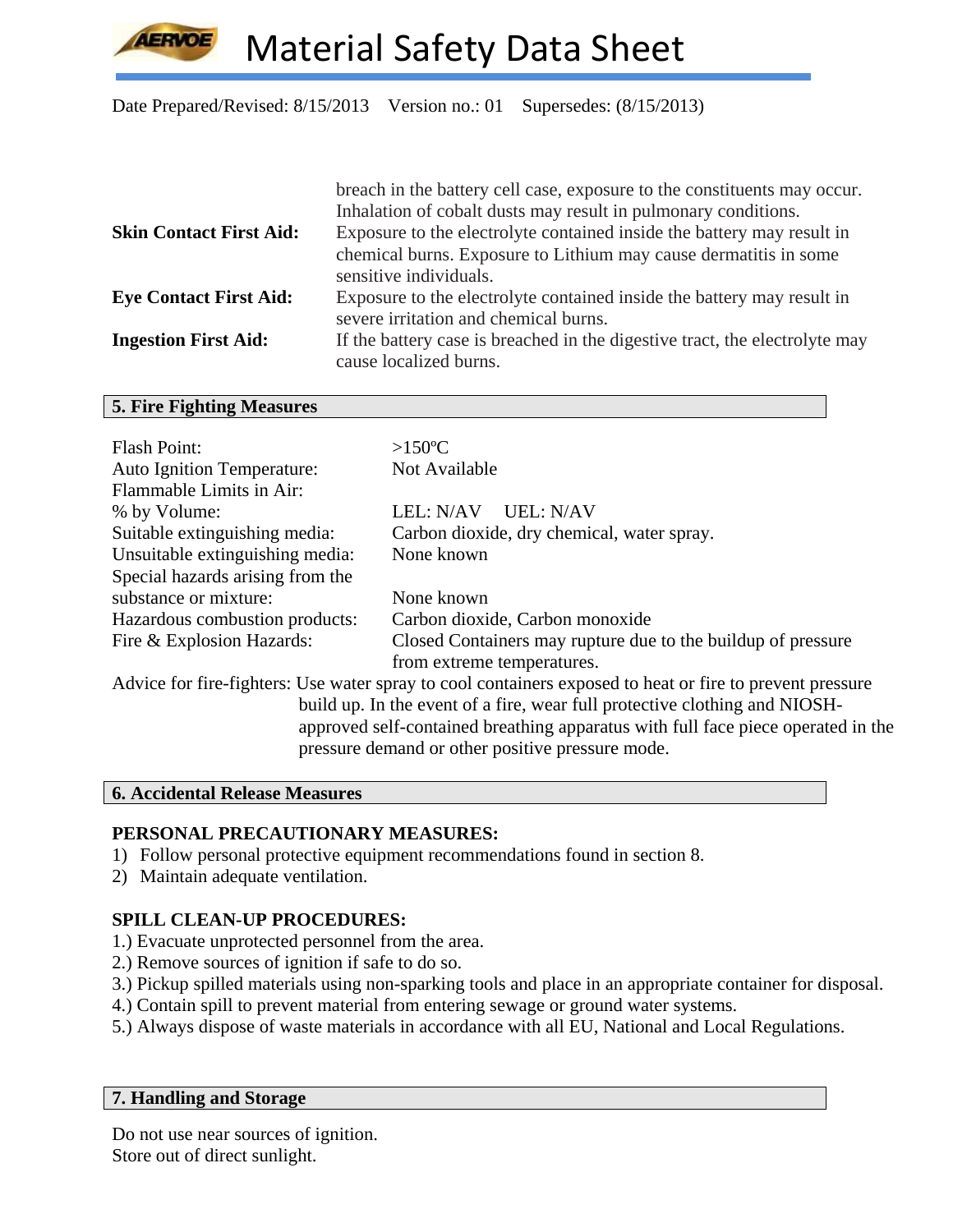| | |
|---|---|
| | breach in the battery cell case, exposure to the constituents may occur. Inhalation of cobalt dusts may result in pulmonary conditions. |
| **Skin Contact First Aid:** | Exposure to the electrolyte contained inside the battery may result in chemical burns. Exposure to Lithium may cause dermatitis in some sensitive individuals. |
| **Eye Contact First Aid:** | Exposure to the electrolyte contained inside the battery may result in severe irritation and chemical burns. |
| **Ingestion First Aid:** | If the battery case is breached in the digestive tract, the electrolyte may cause localized burns. |

## 5. Fire Fighting Measures

| | |
|---|---|
| Flash Point: | >150ºC |
| Auto Ignition Temperature: | Not Available |
| Flammable Limits in Air: % by Volume: | LEL: N/AV UEL: N/AV |
| Suitable extinguishing media: | Carbon dioxide, dry chemical, water spray. |
| Unsuitable extinguishing media: | None known |
| Special hazards arising from the substance or mixture: | None known |
| Hazardous combustion products: | Carbon dioxide, Carbon monoxide |
| Fire & Explosion Hazards: | Closed Containers may rupture due to the buildup of pressure from extreme temperatures. |

Advice for fire-fighters: Use water spray to cool containers exposed to heat or fire to prevent pressure build up. In the event of a fire, wear full protective clothing and NIOSH-approved self-contained breathing apparatus with full face piece operated in the pressure demand or other positive pressure mode.

## 6. Accidental Release Measures

**PERSONAL PRECAUTIONARY MEASURES:**

1) Follow personal protective equipment recommendations found in section 8.
2) Maintain adequate ventilation.

**SPILL CLEAN-UP PROCEDURES:**

1.) Evacuate unprotected personnel from the area.
2.) Remove sources of ignition if safe to do so.
3.) Pickup spilled materials using non-sparking tools and place in an appropriate container for disposal.
4.) Contain spill to prevent material from entering sewage or ground water systems.
5.) Always dispose of waste materials in accordance with all EU, National and Local Regulations.

## 7. Handling and Storage

Do not use near sources of ignition.
Store out of direct sunlight.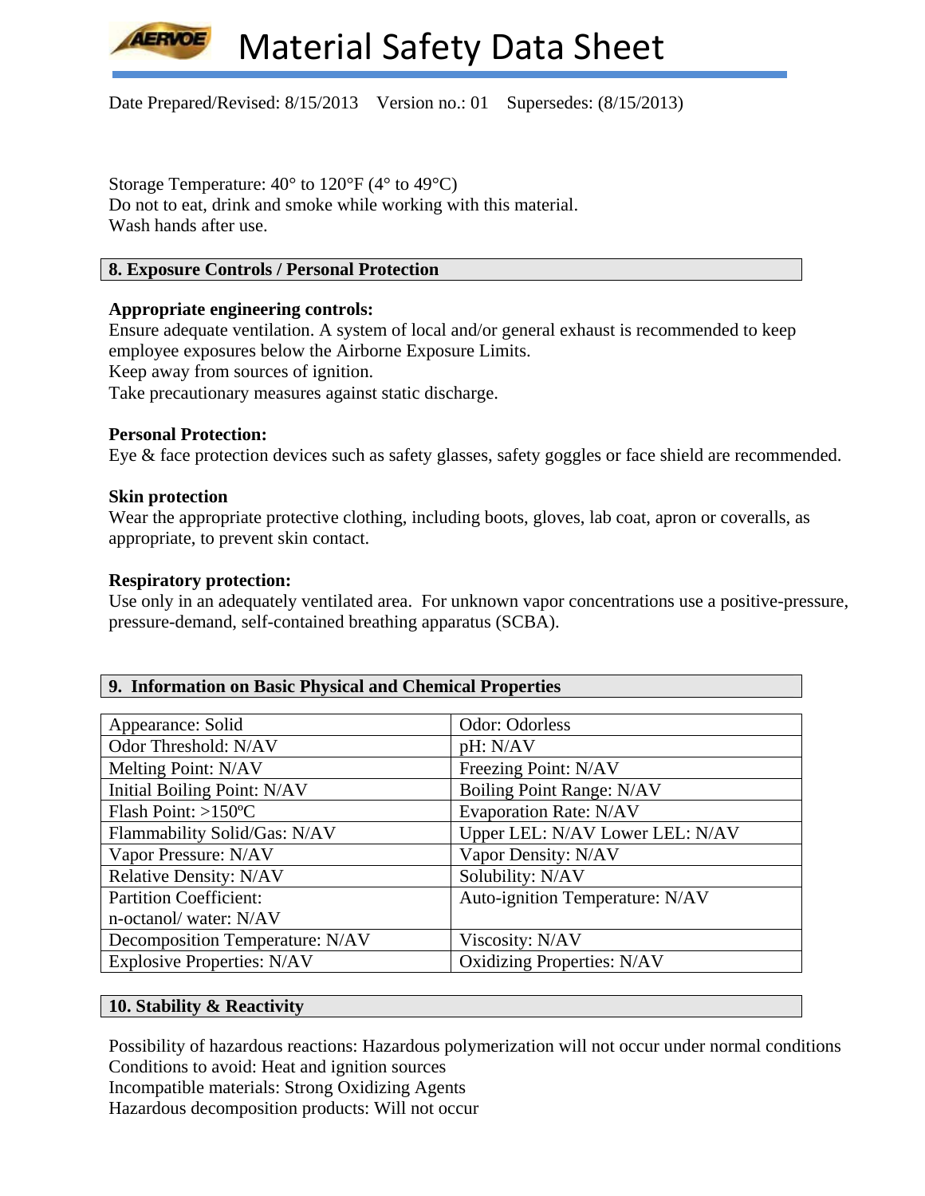Storage Temperature: 40° to 120°F (4° to 49°C)
Do not to eat, drink and smoke while working with this material.
Wash hands after use.

## 8. Exposure Controls / Personal Protection

**Appropriate engineering controls:**
Ensure adequate ventilation. A system of local and/or general exhaust is recommended to keep employee exposures below the Airborne Exposure Limits.
Keep away from sources of ignition.
Take precautionary measures against static discharge.

**Personal Protection:**
Eye & face protection devices such as safety glasses, safety goggles or face shield are recommended.

**Skin protection**
Wear the appropriate protective clothing, including boots, gloves, lab coat, apron or coveralls, as appropriate, to prevent skin contact.

**Respiratory protection:**
Use only in an adequately ventilated area. For unknown vapor concentrations use a positive-pressure, pressure-demand, self-contained breathing apparatus (SCBA).

## 9. Information on Basic Physical and Chemical Properties

| | |
|---|---|
| Appearance: Solid | Odor: Odorless |
| Odor Threshold: N/AV | pH: N/AV |
| Melting Point: N/AV | Freezing Point: N/AV |
| Initial Boiling Point: N/AV | Boiling Point Range: N/AV |
| Flash Point: >150ºC | Evaporation Rate: N/AV |
| Flammability Solid/Gas: N/AV | Upper LEL: N/AV Lower LEL: N/AV |
| Vapor Pressure: N/AV | Vapor Density: N/AV |
| Relative Density: N/AV | Solubility: N/AV |
| Partition Coefficient: n-octanol/ water: N/AV | Auto-ignition Temperature: N/AV |
| Decomposition Temperature: N/AV | Viscosity: N/AV |
| Explosive Properties: N/AV | Oxidizing Properties: N/AV |

## 10. Stability & Reactivity

Possibility of hazardous reactions: Hazardous polymerization will not occur under normal conditions
Conditions to avoid: Heat and ignition sources
Incompatible materials: Strong Oxidizing Agents
Hazardous decomposition products: Will not occur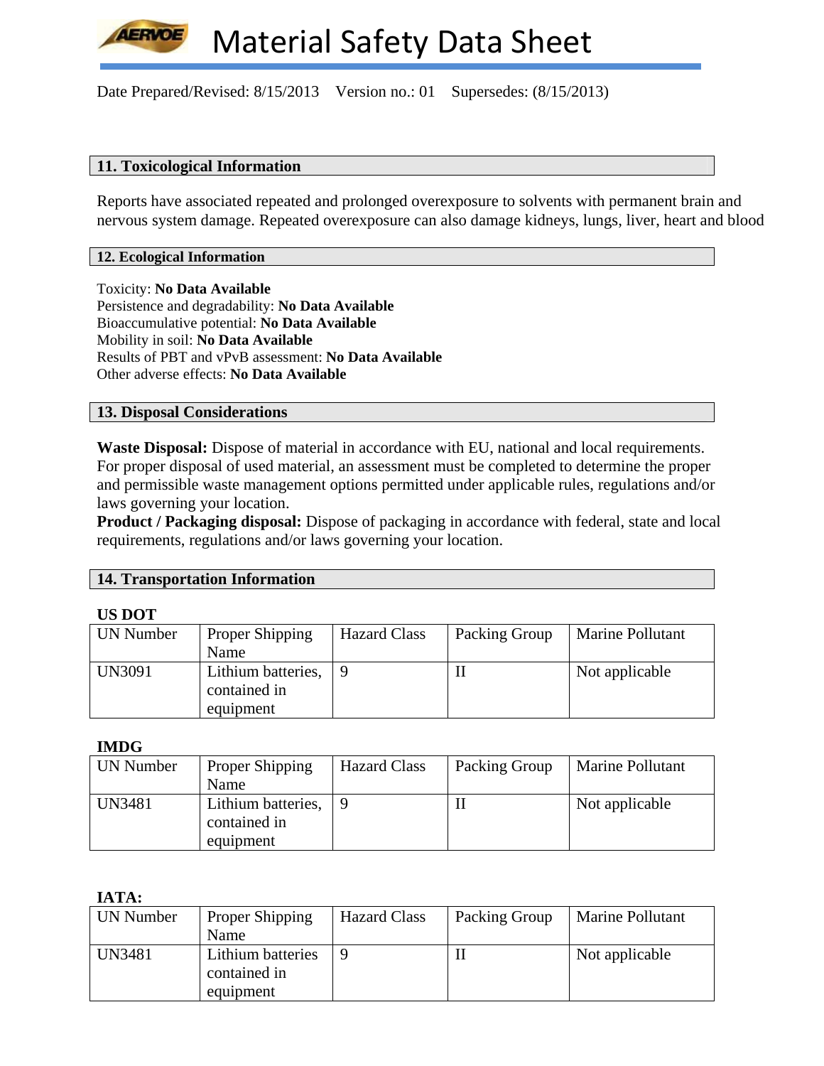Date Prepared/Revised: 8/15/2013 Version no.: 01 Supersedes: (8/15/2013)

## 11. Toxicological Information

Reports have associated repeated and prolonged overexposure to solvents with permanent brain and nervous system damage. Repeated overexposure can also damage kidneys, lungs, liver, heart and blood

## 12. Ecological Information

Toxicity: **No Data Available**
Persistence and degradability: **No Data Available**
Bioaccumulative potential: **No Data Available**
Mobility in soil: **No Data Available**
Results of PBT and vPvB assessment: **No Data Available**
Other adverse effects: **No Data Available**

## 13. Disposal Considerations

**Waste Disposal:** Dispose of material in accordance with EU, national and local requirements. For proper disposal of used material, an assessment must be completed to determine the proper and permissible waste management options permitted under applicable rules, regulations and/or laws governing your location.
**Product / Packaging disposal:** Dispose of packaging in accordance with federal, state and local requirements, regulations and/or laws governing your location.

## 14. Transportation Information

**US DOT**

| UN Number | Proper Shipping Name | Hazard Class | Packing Group | Marine Pollutant |
| --- | --- | --- | --- | --- |
| UN3091 | Lithium batteries, contained in equipment | 9 | II | Not applicable |

**IMDG**

| UN Number | Proper Shipping Name | Hazard Class | Packing Group | Marine Pollutant |
| --- | --- | --- | --- | --- |
| UN3481 | Lithium batteries, contained in equipment | 9 | II | Not applicable |

**IATA:**

| UN Number | Proper Shipping Name | Hazard Class | Packing Group | Marine Pollutant |
| --- | --- | --- | --- | --- |
| UN3481 | Lithium batteries contained in equipment | 9 | II | Not applicable |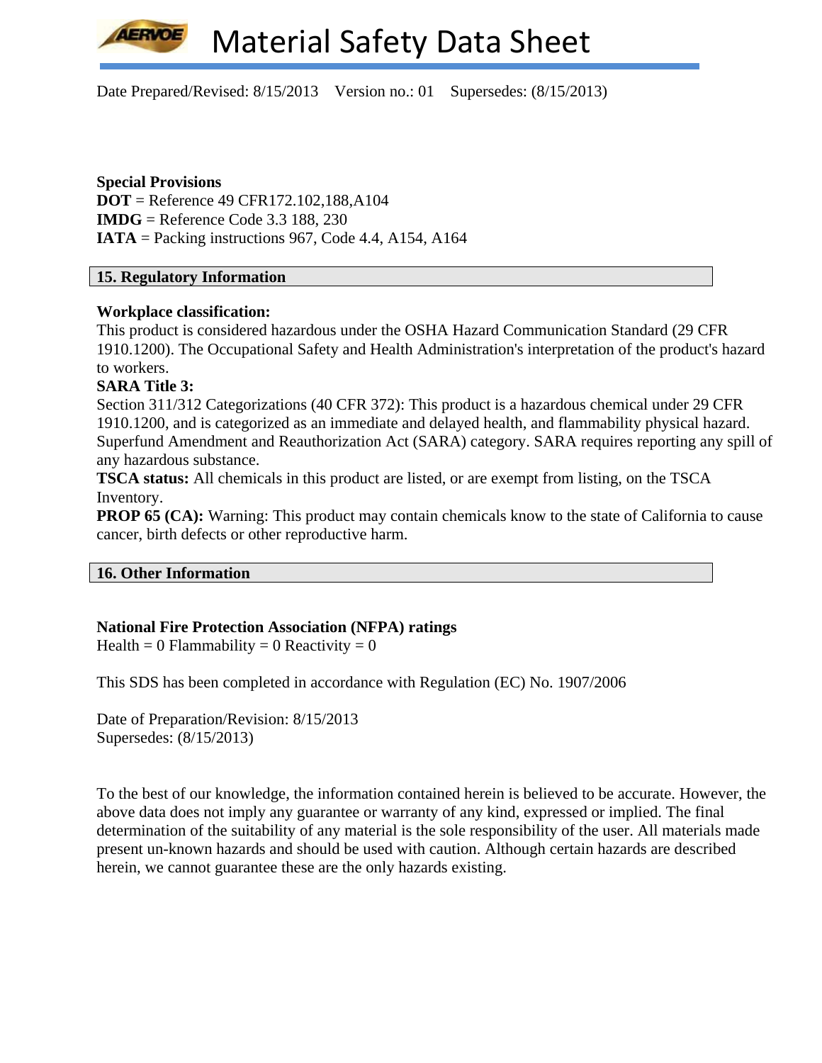Special Provisions

**DOT** = Reference 49 CFR172.102,188,A104
**IMDG** = Reference Code 3.3 188, 230
**IATA** = Packing instructions 967, Code 4.4, A154, A164

## 15. Regulatory Information

**Workplace classification:**
This product is considered hazardous under the OSHA Hazard Communication Standard (29 CFR 1910.1200). The Occupational Safety and Health Administration's interpretation of the product's hazard to workers.

**SARA Title 3:**
Section 311/312 Categorizations (40 CFR 372): This product is a hazardous chemical under 29 CFR 1910.1200, and is categorized as an immediate and delayed health, and flammability physical hazard. Superfund Amendment and Reauthorization Act (SARA) category. SARA requires reporting any spill of any hazardous substance.

**TSCA status:** All chemicals in this product are listed, or are exempt from listing, on the TSCA Inventory.

**PROP 65 (CA):** Warning: This product may contain chemicals know to the state of California to cause cancer, birth defects or other reproductive harm.

## 16. Other Information

**National Fire Protection Association (NFPA) ratings**
Health = 0 Flammability = 0 Reactivity = 0

This SDS has been completed in accordance with Regulation (EC) No. 1907/2006

Date of Preparation/Revision: 8/15/2013
Supersedes: (8/15/2013)

To the best of our knowledge, the information contained herein is believed to be accurate. However, the above data does not imply any guarantee or warranty of any kind, expressed or implied. The final determination of the suitability of any material is the sole responsibility of the user. All materials made present un-known hazards and should be used with caution. Although certain hazards are described herein, we cannot guarantee these are the only hazards existing.